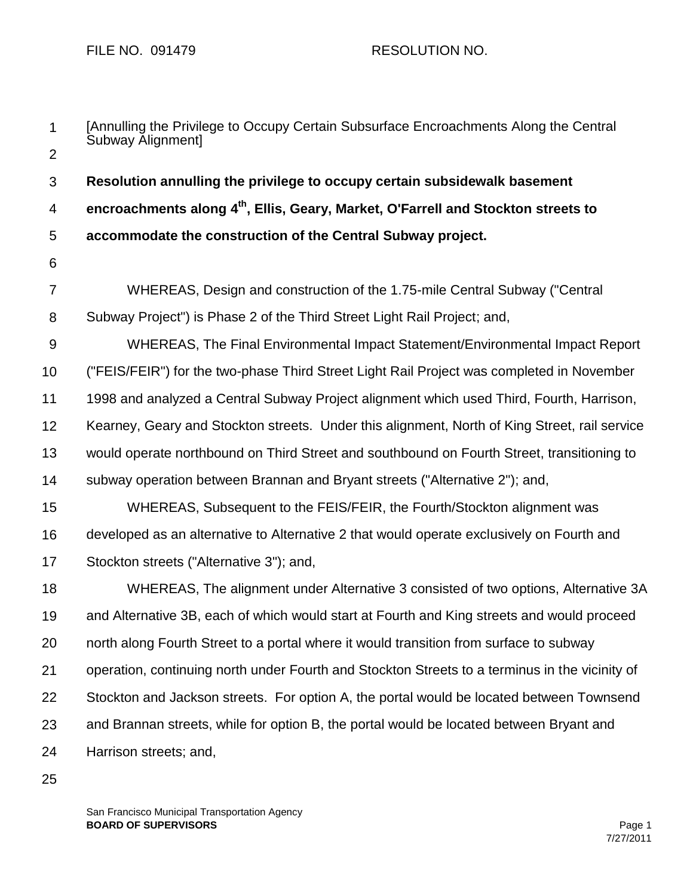FILE NO. 091479 RESOLUTION NO.

[Annulling the Privilege to Occupy Certain Subsurface Encroachments Along the Central Subway Alignment]

**Resolution annulling the privilege to occupy certain subsidewalk basement encroachments along 4th, Ellis, Geary, Market, O'Farrell and Stockton streets to accommodate the construction of the Central Subway project.**

WHEREAS, Design and construction of the 1.75-mile Central Subway ("Central Subway Project") is Phase 2 of the Third Street Light Rail Project; and,

WHEREAS, The Final Environmental Impact Statement/Environmental Impact Report ("FEIS/FEIR") for the two-phase Third Street Light Rail Project was completed in November 1998 and analyzed a Central Subway Project alignment which used Third, Fourth, Harrison, Kearney, Geary and Stockton streets. Under this alignment, North of King Street, rail service would operate northbound on Third Street and southbound on Fourth Street, transitioning to subway operation between Brannan and Bryant streets ("Alternative 2"); and,

WHEREAS, Subsequent to the FEIS/FEIR, the Fourth/Stockton alignment was developed as an alternative to Alternative 2 that would operate exclusively on Fourth and Stockton streets ("Alternative 3"); and,

WHEREAS, The alignment under Alternative 3 consisted of two options, Alternative 3A and Alternative 3B, each of which would start at Fourth and King streets and would proceed north along Fourth Street to a portal where it would transition from surface to subway operation, continuing north under Fourth and Stockton Streets to a terminus in the vicinity of Stockton and Jackson streets. For option A, the portal would be located between Townsend and Brannan streets, while for option B, the portal would be located between Bryant and Harrison streets; and,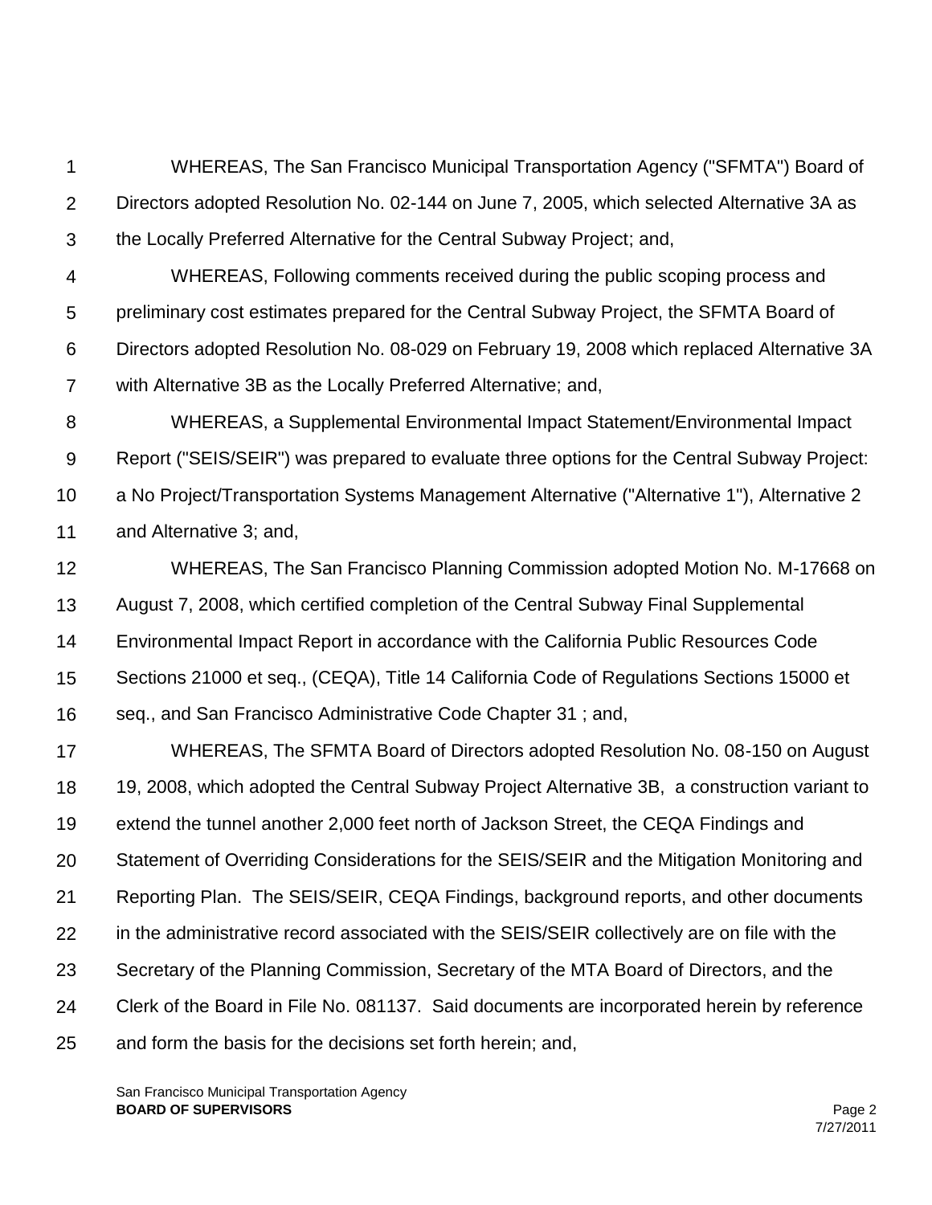WHEREAS, The San Francisco Municipal Transportation Agency ("SFMTA") Board of Directors adopted Resolution No. 02-144 on June 7, 2005, which selected Alternative 3A as the Locally Preferred Alternative for the Central Subway Project; and,

WHEREAS, Following comments received during the public scoping process and preliminary cost estimates prepared for the Central Subway Project, the SFMTA Board of Directors adopted Resolution No. 08-029 on February 19, 2008 which replaced Alternative 3A with Alternative 3B as the Locally Preferred Alternative; and,

WHEREAS, a Supplemental Environmental Impact Statement/Environmental Impact Report ("SEIS/SEIR") was prepared to evaluate three options for the Central Subway Project: a No Project/Transportation Systems Management Alternative ("Alternative 1"), Alternative 2 and Alternative 3; and,

WHEREAS, The San Francisco Planning Commission adopted Motion No. M-17668 on August 7, 2008, which certified completion of the Central Subway Final Supplemental Environmental Impact Report in accordance with the California Public Resources Code Sections 21000 et seq., (CEQA), Title 14 California Code of Regulations Sections 15000 et seq., and San Francisco Administrative Code Chapter 31 ; and,

WHEREAS, The SFMTA Board of Directors adopted Resolution No. 08-150 on August 19, 2008, which adopted the Central Subway Project Alternative 3B, a construction variant to extend the tunnel another 2,000 feet north of Jackson Street, the CEQA Findings and Statement of Overriding Considerations for the SEIS/SEIR and the Mitigation Monitoring and Reporting Plan. The SEIS/SEIR, CEQA Findings, background reports, and other documents in the administrative record associated with the SEIS/SEIR collectively are on file with the Secretary of the Planning Commission, Secretary of the MTA Board of Directors, and the Clerk of the Board in File No. 081137. Said documents are incorporated herein by reference and form the basis for the decisions set forth herein; and,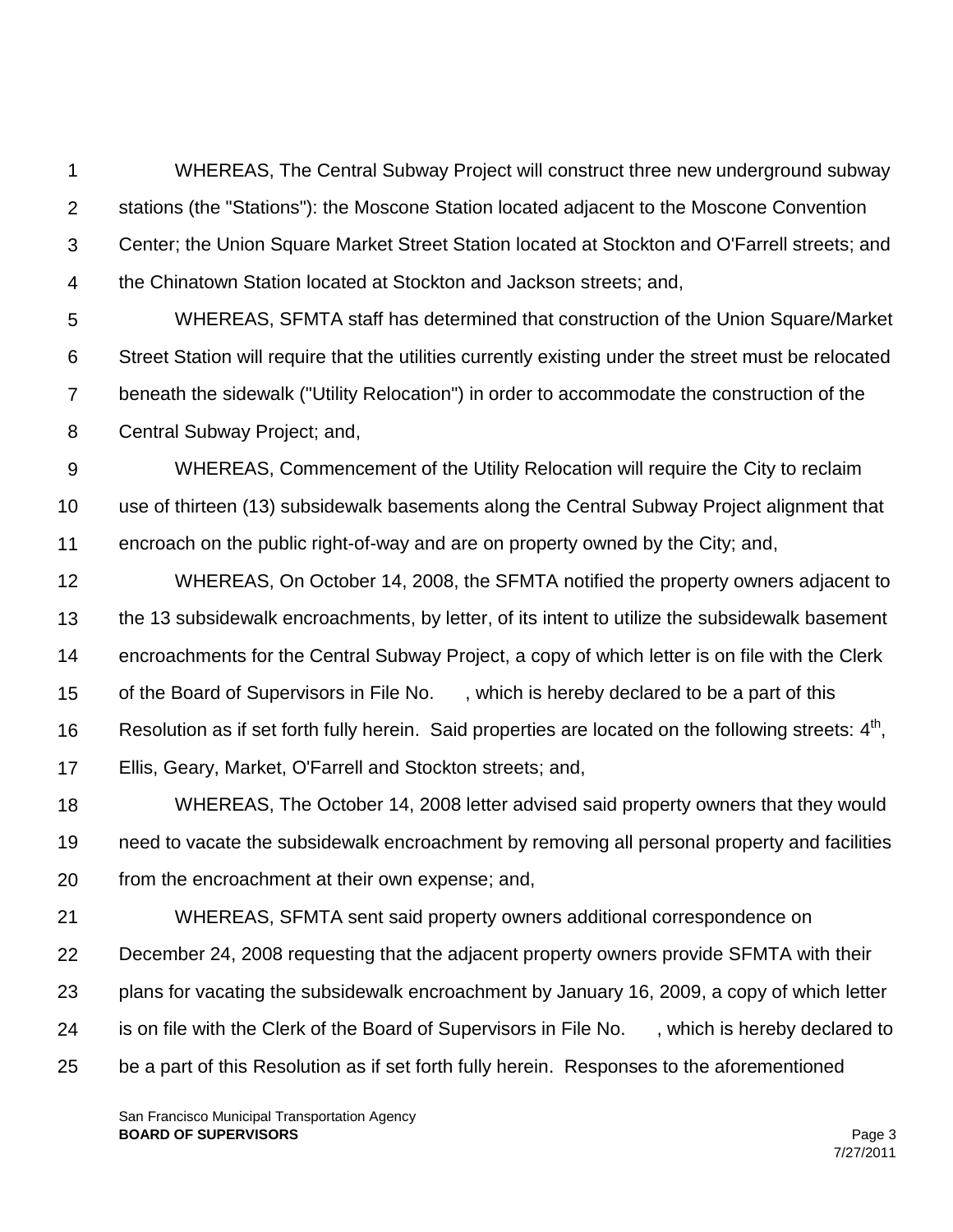WHEREAS, The Central Subway Project will construct three new underground subway stations (the "Stations"): the Moscone Station located adjacent to the Moscone Convention Center; the Union Square Market Street Station located at Stockton and O'Farrell streets; and the Chinatown Station located at Stockton and Jackson streets; and,

WHEREAS, SFMTA staff has determined that construction of the Union Square/Market Street Station will require that the utilities currently existing under the street must be relocated beneath the sidewalk ("Utility Relocation") in order to accommodate the construction of the Central Subway Project; and,

WHEREAS, Commencement of the Utility Relocation will require the City to reclaim use of thirteen (13) subsidewalk basements along the Central Subway Project alignment that encroach on the public right-of-way and are on property owned by the City; and,

WHEREAS, On October 14, 2008, the SFMTA notified the property owners adjacent to the 13 subsidewalk encroachments, by letter, of its intent to utilize the subsidewalk basement encroachments for the Central Subway Project, a copy of which letter is on file with the Clerk of the Board of Supervisors in File No. , which is hereby declared to be a part of this Resolution as if set forth fully herein. Said properties are located on the following streets: 4th, Ellis, Geary, Market, O'Farrell and Stockton streets; and,

WHEREAS, The October 14, 2008 letter advised said property owners that they would need to vacate the subsidewalk encroachment by removing all personal property and facilities from the encroachment at their own expense; and,

WHEREAS, SFMTA sent said property owners additional correspondence on December 24, 2008 requesting that the adjacent property owners provide SFMTA with their plans for vacating the subsidewalk encroachment by January 16, 2009, a copy of which letter is on file with the Clerk of the Board of Supervisors in File No. , which is hereby declared to be a part of this Resolution as if set forth fully herein. Responses to the aforementioned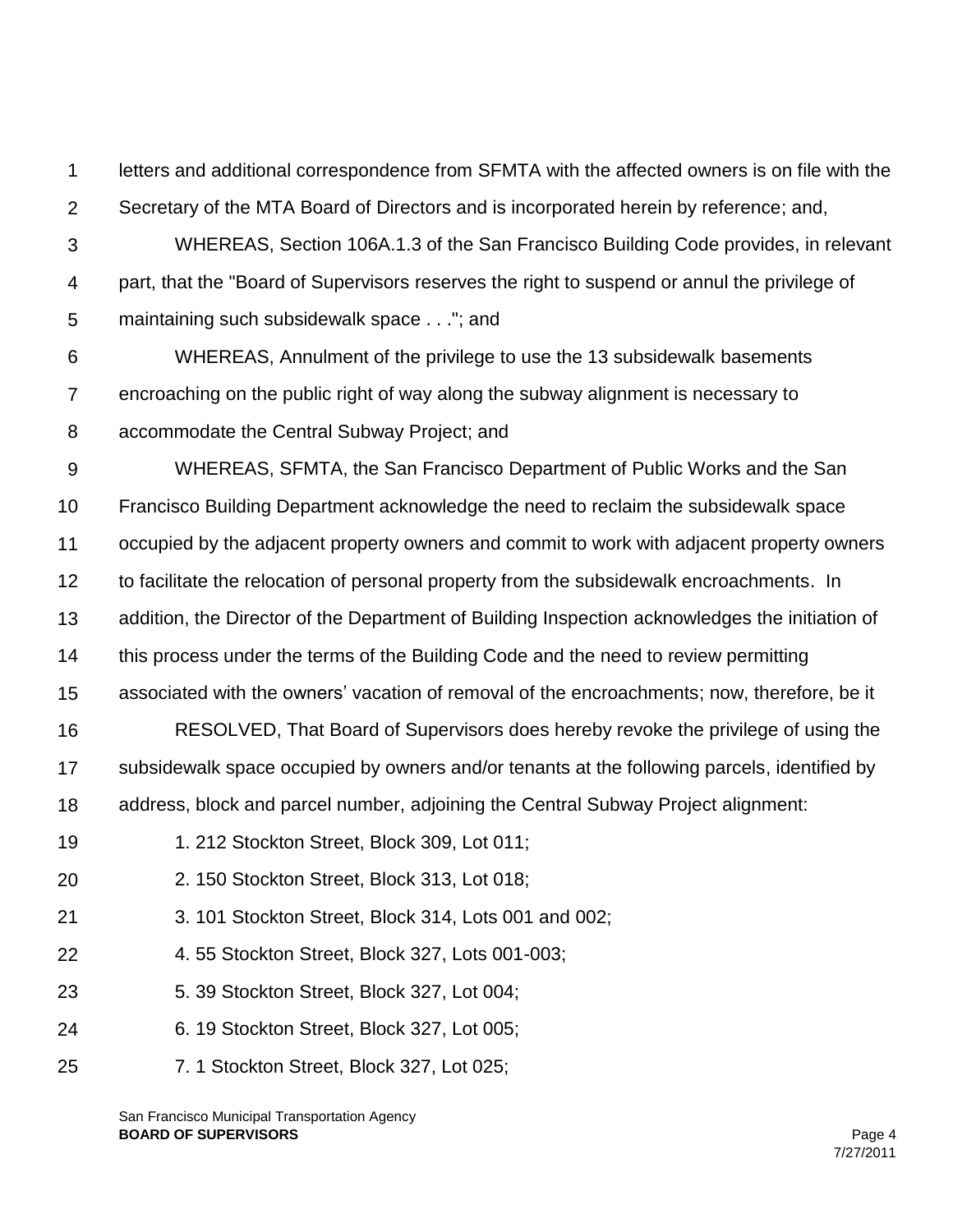letters and additional correspondence from SFMTA with the affected owners is on file with the Secretary of the MTA Board of Directors and is incorporated herein by reference; and,

WHEREAS, Section 106A.1.3 of the San Francisco Building Code provides, in relevant part, that the "Board of Supervisors reserves the right to suspend or annul the privilege of maintaining such subsidewalk space . . ."; and

WHEREAS, Annulment of the privilege to use the 13 subsidewalk basements encroaching on the public right of way along the subway alignment is necessary to accommodate the Central Subway Project; and

WHEREAS, SFMTA, the San Francisco Department of Public Works and the San Francisco Building Department acknowledge the need to reclaim the subsidewalk space occupied by the adjacent property owners and commit to work with adjacent property owners to facilitate the relocation of personal property from the subsidewalk encroachments. In addition, the Director of the Department of Building Inspection acknowledges the initiation of this process under the terms of the Building Code and the need to review permitting associated with the owners' vacation of removal of the encroachments; now, therefore, be it

RESOLVED, That Board of Supervisors does hereby revoke the privilege of using the subsidewalk space occupied by owners and/or tenants at the following parcels, identified by address, block and parcel number, adjoining the Central Subway Project alignment:

1. 212 Stockton Street, Block 309, Lot 011;
2. 150 Stockton Street, Block 313, Lot 018;
3. 101 Stockton Street, Block 314, Lots 001 and 002;
4. 55 Stockton Street, Block 327, Lots 001-003;
5. 39 Stockton Street, Block 327, Lot 004;
6. 19 Stockton Street, Block 327, Lot 005;
7. 1 Stockton Street, Block 327, Lot 025;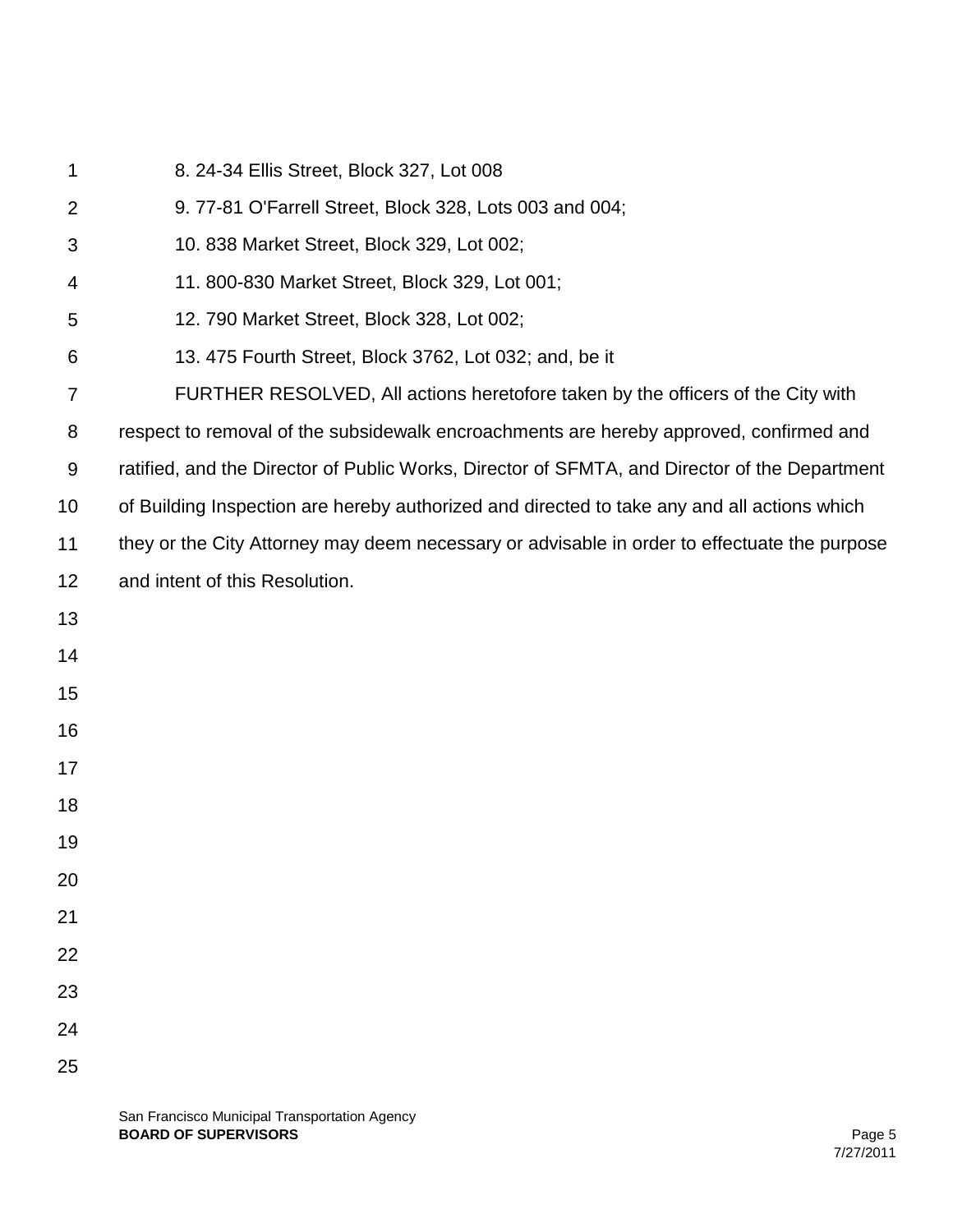8. 24-34 Ellis Street, Block 327, Lot 008

9. 77-81 O'Farrell Street, Block 328, Lots 003 and 004;

10. 838 Market Street, Block 329, Lot 002;

11. 800-830 Market Street, Block 329, Lot 001;

12. 790 Market Street, Block 328, Lot 002;

13. 475 Fourth Street, Block 3762, Lot 032; and, be it

FURTHER RESOLVED, All actions heretofore taken by the officers of the City with respect to removal of the subsidewalk encroachments are hereby approved, confirmed and ratified, and the Director of Public Works, Director of SFMTA, and Director of the Department of Building Inspection are hereby authorized and directed to take any and all actions which they or the City Attorney may deem necessary or advisable in order to effectuate the purpose and intent of this Resolution.